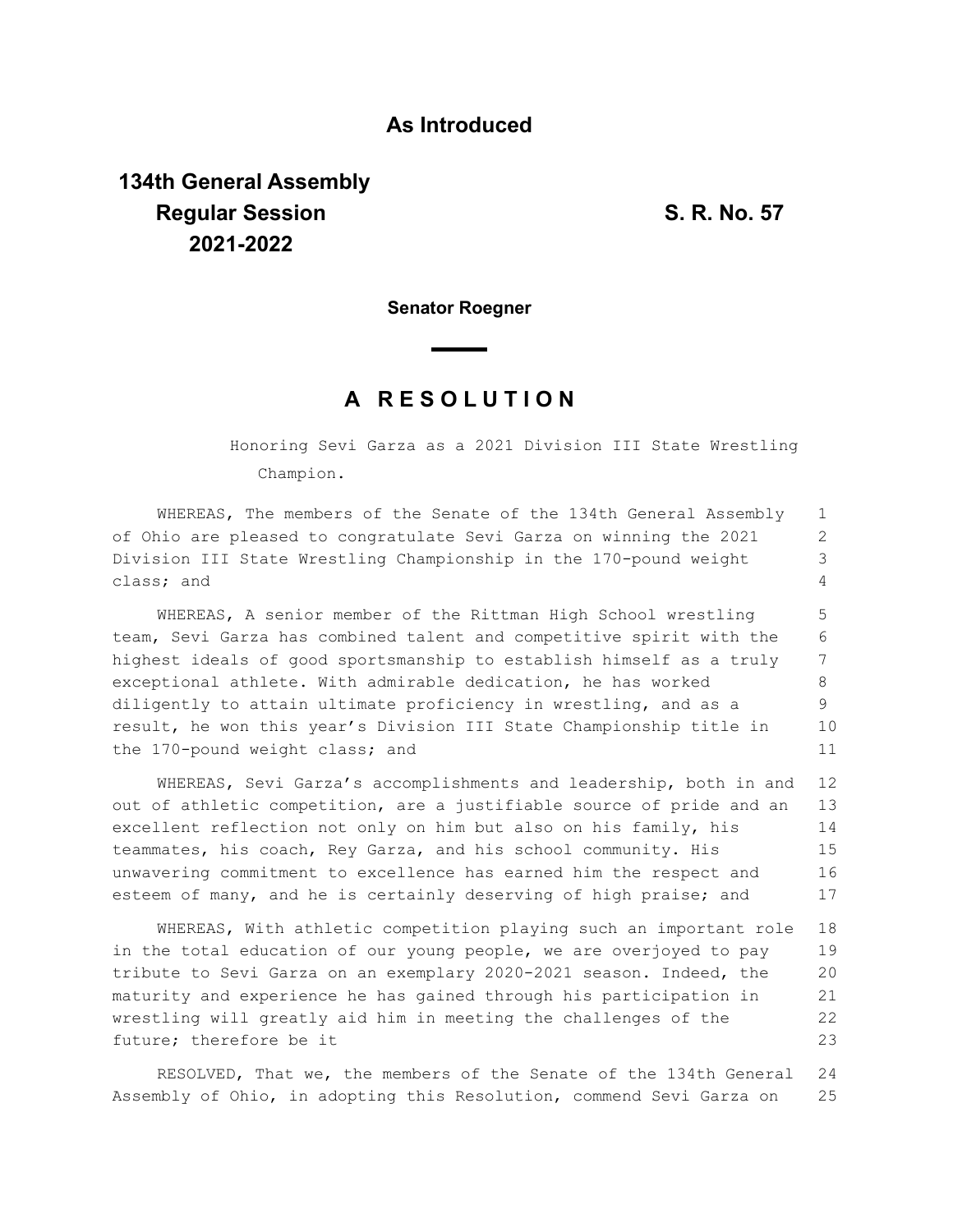**As Introduced**

**134th General Assembly**
**Regular Session**
**2021-2022**

**S. R. No. 57**

**Senator Roegner**

## A RESOLUTION

Honoring Sevi Garza as a 2021 Division III State Wrestling Champion.

WHEREAS, The members of the Senate of the 134th General Assembly of Ohio are pleased to congratulate Sevi Garza on winning the 2021 Division III State Wrestling Championship in the 170-pound weight class; and

WHEREAS, A senior member of the Rittman High School wrestling team, Sevi Garza has combined talent and competitive spirit with the highest ideals of good sportsmanship to establish himself as a truly exceptional athlete. With admirable dedication, he has worked diligently to attain ultimate proficiency in wrestling, and as a result, he won this year's Division III State Championship title in the 170-pound weight class; and

WHEREAS, Sevi Garza's accomplishments and leadership, both in and out of athletic competition, are a justifiable source of pride and an excellent reflection not only on him but also on his family, his teammates, his coach, Rey Garza, and his school community. His unwavering commitment to excellence has earned him the respect and esteem of many, and he is certainly deserving of high praise; and

WHEREAS, With athletic competition playing such an important role in the total education of our young people, we are overjoyed to pay tribute to Sevi Garza on an exemplary 2020-2021 season. Indeed, the maturity and experience he has gained through his participation in wrestling will greatly aid him in meeting the challenges of the future; therefore be it

RESOLVED, That we, the members of the Senate of the 134th General Assembly of Ohio, in adopting this Resolution, commend Sevi Garza on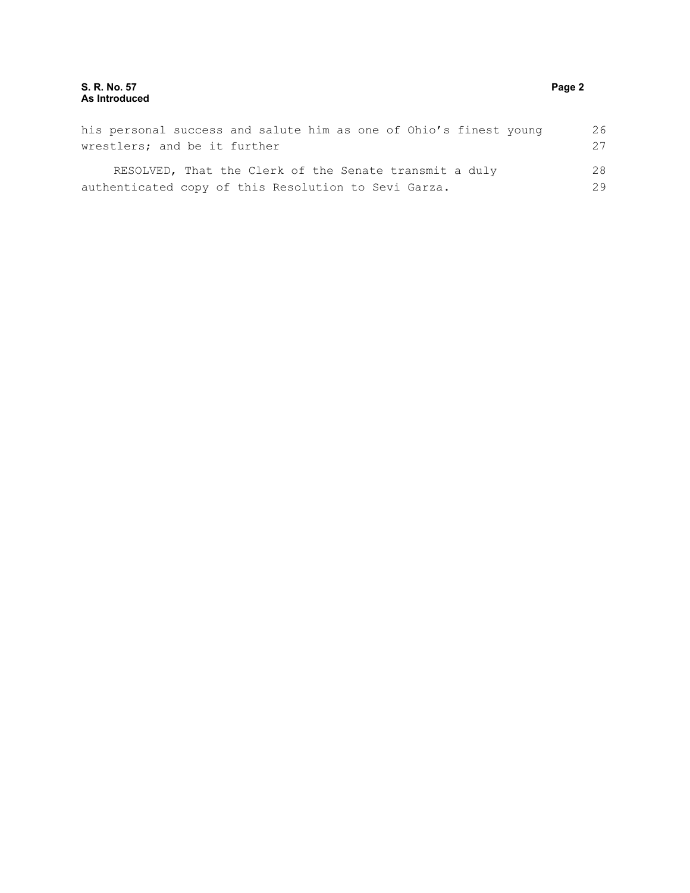his personal success and salute him as one of Ohio’s finest young wrestlers; and be it further

RESOLVED, That the Clerk of the Senate transmit a duly authenticated copy of this Resolution to Sevi Garza.